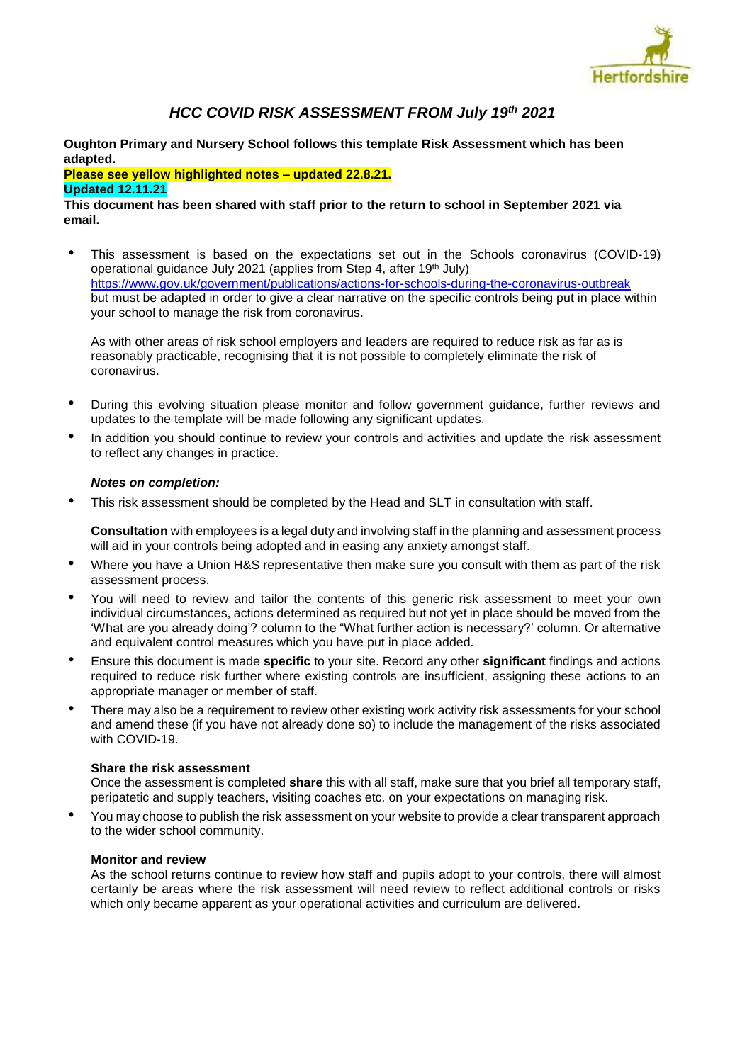# *HCC COVID RISK ASSESSMENT FROM July 19th 2021*

**Oughton Primary and Nursery School follows this template Risk Assessment which has been adapted.**

**Please see yellow highlighted notes – updated 22.8.21.**

**Updated 12.11.21**

**This document has been shared with staff prior to the return to school in September 2021 via email.**

- This assessment is based on the expectations set out in the Schools coronavirus (COVID-19) operational guidance July 2021 (applies from Step 4, after 19th July) https://www.gov.uk/government/publications/actions-for-schools-during-the-coronavirus-outbreak but must be adapted in order to give a clear narrative on the specific controls being put in place within your school to manage the risk from coronavirus.

  As with other areas of risk school employers and leaders are required to reduce risk as far as is reasonably practicable, recognising that it is not possible to completely eliminate the risk of coronavirus.

- During this evolving situation please monitor and follow government guidance, further reviews and updates to the template will be made following any significant updates.
- In addition you should continue to review your controls and activities and update the risk assessment to reflect any changes in practice.

***Notes on completion:***

- This risk assessment should be completed by the Head and SLT in consultation with staff.

  **Consultation** with employees is a legal duty and involving staff in the planning and assessment process will aid in your controls being adopted and in easing any anxiety amongst staff.

- Where you have a Union H&S representative then make sure you consult with them as part of the risk assessment process.
- You will need to review and tailor the contents of this generic risk assessment to meet your own individual circumstances, actions determined as required but not yet in place should be moved from the 'What are you already doing'? column to the "What further action is necessary?' column. Or alternative and equivalent control measures which you have put in place added.
- Ensure this document is made **specific** to your site. Record any other **significant** findings and actions required to reduce risk further where existing controls are insufficient, assigning these actions to an appropriate manager or member of staff.
- There may also be a requirement to review other existing work activity risk assessments for your school and amend these (if you have not already done so) to include the management of the risks associated with COVID-19.

  **Share the risk assessment**

  Once the assessment is completed **share** this with all staff, make sure that you brief all temporary staff, peripatetic and supply teachers, visiting coaches etc. on your expectations on managing risk.

- You may choose to publish the risk assessment on your website to provide a clear transparent approach to the wider school community.

  **Monitor and review**

  As the school returns continue to review how staff and pupils adopt to your controls, there will almost certainly be areas where the risk assessment will need review to reflect additional controls or risks which only became apparent as your operational activities and curriculum are delivered.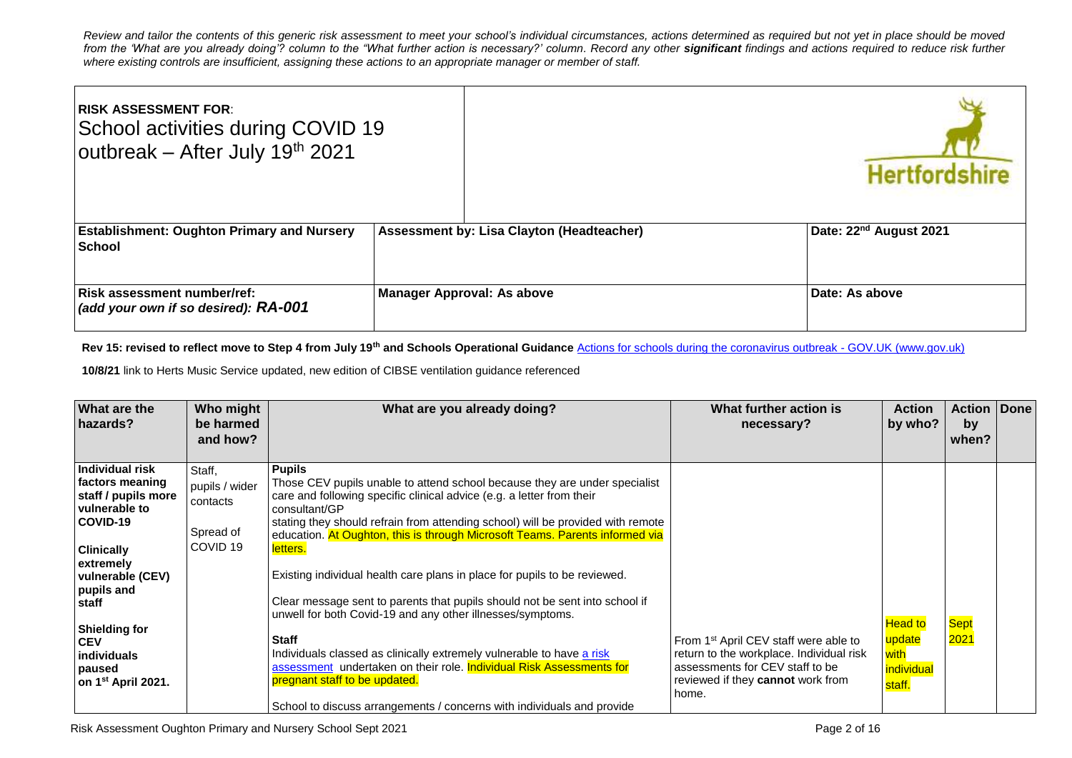*Review and tailor the contents of this generic risk assessment to meet your school's individual circumstances, actions determined as required but not yet in place should be moved from the 'What are you already doing'? column to the "What further action is necessary?' column. Record any other **significant** findings and actions required to reduce risk further where existing controls are insufficient, assigning these actions to an appropriate manager or member of staff.*

| **RISK ASSESSMENT FOR**: School activities during COVID 19 outbreak – After July 19th 2021 | | Hertfordshire |
|---|---|---|
| **Establishment: Oughton Primary and Nursery School** | **Assessment by: Lisa Clayton (Headteacher)** | **Date: 22nd August 2021** |
| **Risk assessment number/ref: (add your own if so desired): *RA-001*** | **Manager Approval: As above** | **Date: As above** |

**Rev 15: revised to reflect move to Step 4 from July 19th and Schools Operational Guidance** [Actions for schools during the coronavirus outbreak - GOV.UK (www.gov.uk)]

**10/8/21** link to Herts Music Service updated, new edition of CIBSE ventilation guidance referenced

| What are the hazards? | Who might be harmed and how? | What are you already doing? | What further action is necessary? | Action by who? | Action by when? | Done |
|---|---|---|---|---|---|---|
| **Individual risk factors meaning staff / pupils more vulnerable to COVID-19**<br><br>**Clinically extremely vulnerable (CEV) pupils and staff**<br><br>**Shielding for CEV individuals paused on 1st April 2021.** | Staff, pupils / wider contacts<br><br>Spread of COVID 19 | **Pupils**<br>Those CEV pupils unable to attend school because they are under specialist care and following specific clinical advice (e.g. a letter from their consultant/GP stating they should refrain from attending school) will be provided with remote education. At Oughton, this is through Microsoft Teams. Parents informed via letters.<br><br>Existing individual health care plans in place for pupils to be reviewed.<br><br>Clear message sent to parents that pupils should not be sent into school if unwell for both Covid-19 and any other illnesses/symptoms.<br><br>**Staff**<br>Individuals classed as clinically extremely vulnerable to have a risk assessment undertaken on their role. Individual Risk Assessments for pregnant staff to be updated.<br><br>School to discuss arrangements / concerns with individuals and provide | From 1st April CEV staff were able to return to the workplace. Individual risk assessments for CEV staff to be reviewed if they **cannot** work from home. | Head to update with individual staff. | Sept 2021 | |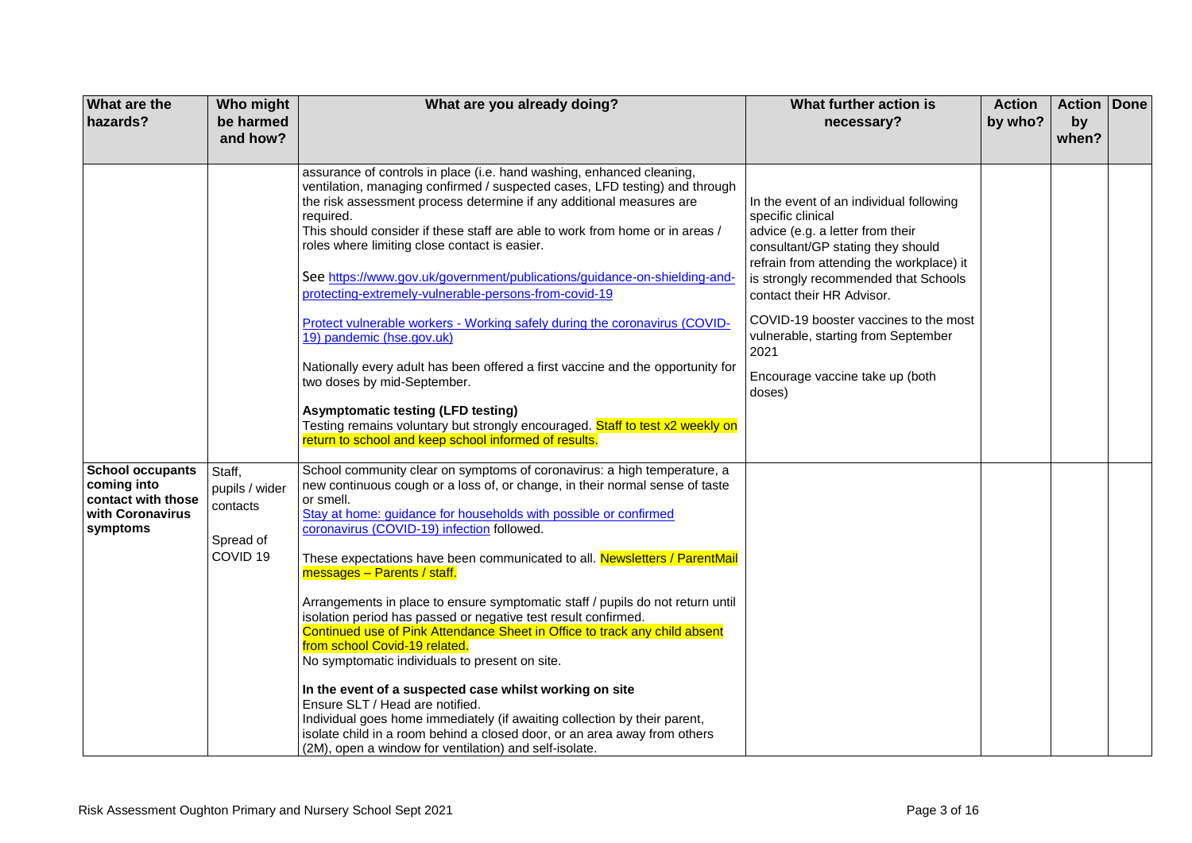| What are the hazards? | Who might be harmed and how? | What are you already doing? | What further action is necessary? | Action by who? | Action by when? | Done |
|---|---|---|---|---|---|---|
| | | assurance of controls in place (i.e. hand washing, enhanced cleaning, ventilation, managing confirmed / suspected cases, LFD testing) and through the risk assessment process determine if any additional measures are required.<br>This should consider if these staff are able to work from home or in areas / roles where limiting close contact is easier.<br><br>See https://www.gov.uk/government/publications/guidance-on-shielding-and-protecting-extremely-vulnerable-persons-from-covid-19<br><br>Protect vulnerable workers - Working safely during the coronavirus (COVID-19) pandemic (hse.gov.uk)<br><br>Nationally every adult has been offered a first vaccine and the opportunity for two doses by mid-September.<br><br>**Asymptomatic testing (LFD testing)**<br>Testing remains voluntary but strongly encouraged. Staff to test x2 weekly on return to school and keep school informed of results. | In the event of an individual following specific clinical advice (e.g. a letter from their consultant/GP stating they should refrain from attending the workplace) it is strongly recommended that Schools contact their HR Advisor.<br><br>COVID-19 booster vaccines to the most vulnerable, starting from September 2021<br><br>Encourage vaccine take up (both doses) | | | |
| **School occupants coming into contact with those with Coronavirus symptoms** | Staff, pupils / wider contacts<br><br>Spread of COVID 19 | School community clear on symptoms of coronavirus: a high temperature, a new continuous cough or a loss of, or change, in their normal sense of taste or smell.<br>Stay at home: guidance for households with possible or confirmed coronavirus (COVID-19) infection followed.<br><br>These expectations have been communicated to all. Newsletters / ParentMail messages – Parents / staff.<br><br>Arrangements in place to ensure symptomatic staff / pupils do not return until isolation period has passed or negative test result confirmed.<br>Continued use of Pink Attendance Sheet in Office to track any child absent from school Covid-19 related.<br>No symptomatic individuals to present on site.<br><br>**In the event of a suspected case whilst working on site**<br>Ensure SLT / Head are notified.<br>Individual goes home immediately (if awaiting collection by their parent, isolate child in a room behind a closed door, or an area away from others (2M), open a window for ventilation) and self-isolate. | | | | |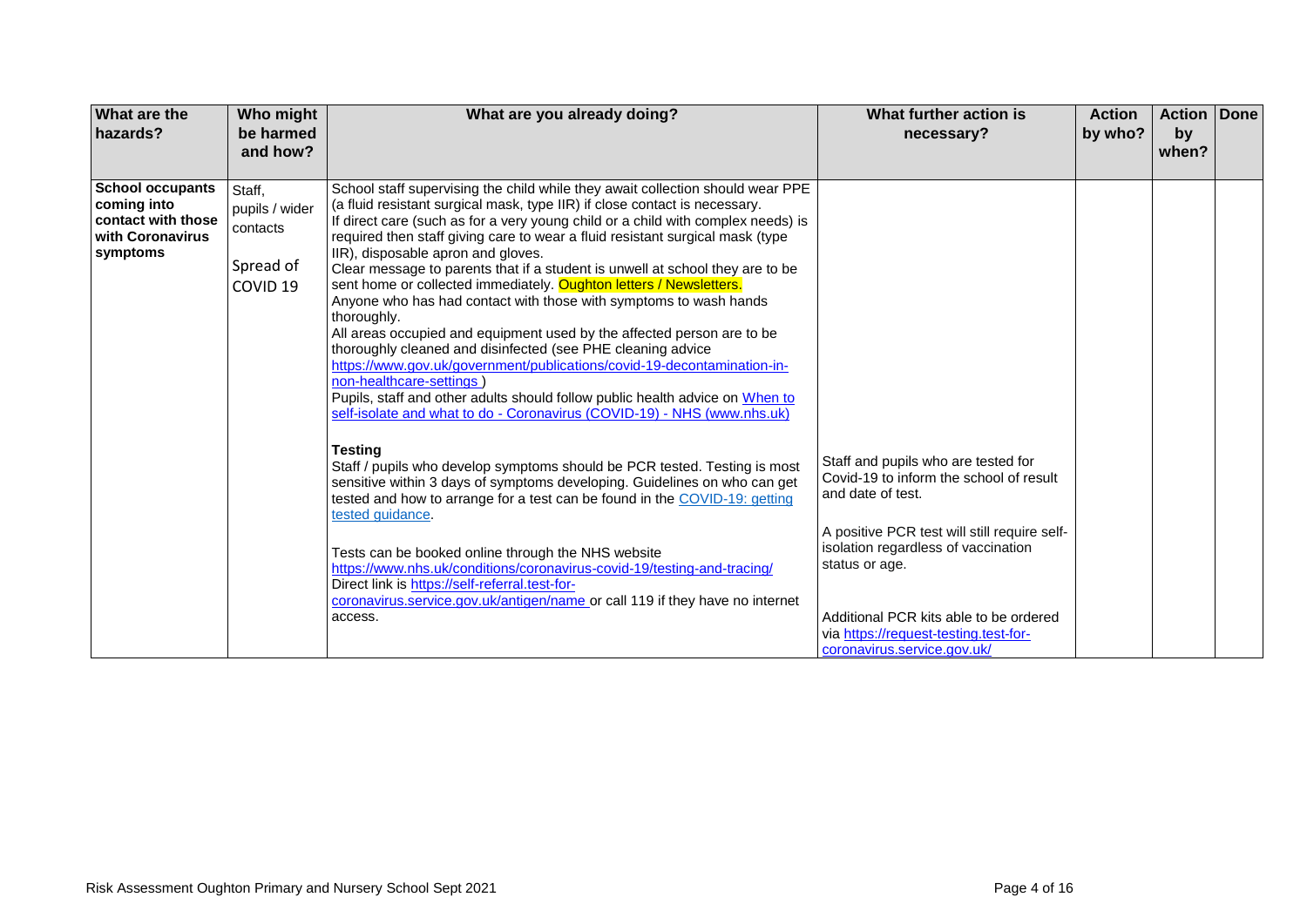| What are the hazards? | Who might be harmed and how? | What are you already doing? | What further action is necessary? | Action by who? | Action by when? | Done |
|---|---|---|---|---|---|---|
| **School occupants coming into contact with those with Coronavirus symptoms** | Staff, pupils / wider contacts<br><br>Spread of COVID 19 | School staff supervising the child while they await collection should wear PPE (a fluid resistant surgical mask, type IIR) if close contact is necessary.<br>If direct care (such as for a very young child or a child with complex needs) is required then staff giving care to wear a fluid resistant surgical mask (type IIR), disposable apron and gloves.<br>Clear message to parents that if a student is unwell at school they are to be sent home or collected immediately. Oughton letters / Newsletters.<br>Anyone who has had contact with those with symptoms to wash hands thoroughly.<br>All areas occupied and equipment used by the affected person are to be thoroughly cleaned and disinfected (see PHE cleaning advice https://www.gov.uk/government/publications/covid-19-decontamination-in-non-healthcare-settings )<br>Pupils, staff and other adults should follow public health advice on When to self-isolate and what to do - Coronavirus (COVID-19) - NHS (www.nhs.uk)<br><br>**Testing**<br>Staff / pupils who develop symptoms should be PCR tested. Testing is most sensitive within 3 days of symptoms developing. Guidelines on who can get tested and how to arrange for a test can be found in the COVID-19: getting tested guidance.<br><br>Tests can be booked online through the NHS website https://www.nhs.uk/conditions/coronavirus-covid-19/testing-and-tracing/<br>Direct link is https://self-referral.test-for-coronavirus.service.gov.uk/antigen/name or call 119 if they have no internet access. | Staff and pupils who are tested for Covid-19 to inform the school of result and date of test.<br><br>A positive PCR test will still require self-isolation regardless of vaccination status or age.<br><br>Additional PCR kits able to be ordered via https://request-testing.test-for-coronavirus.service.gov.uk/ | | | |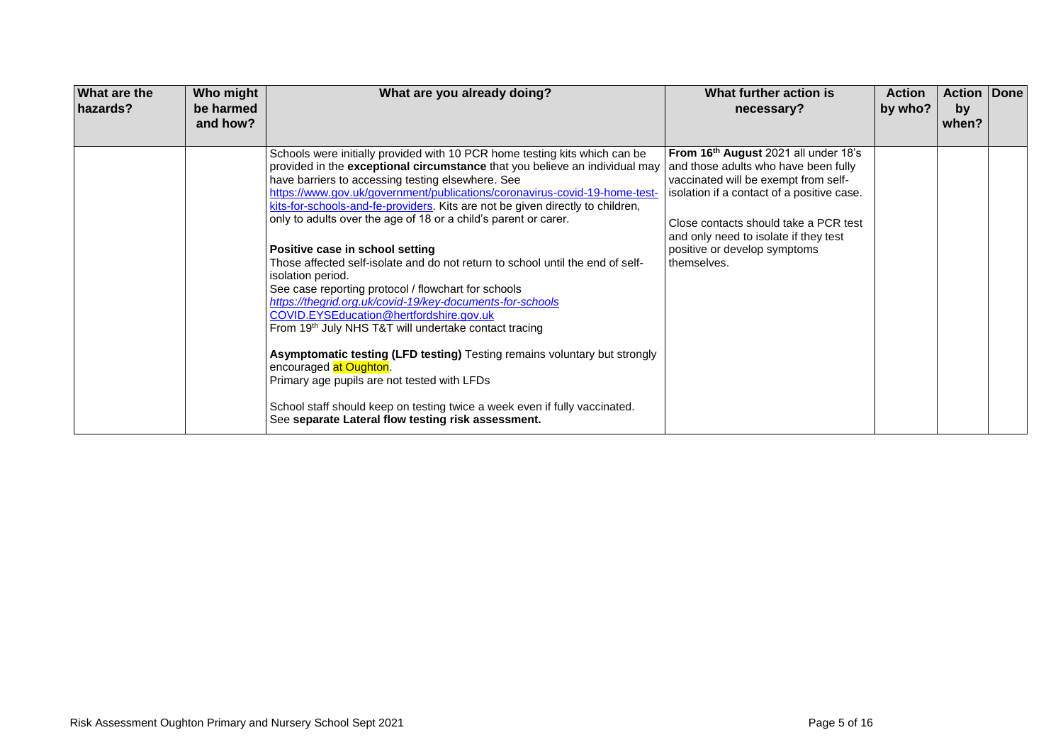| What are the hazards? | Who might be harmed and how? | What are you already doing? | What further action is necessary? | Action by who? | Action by when? | Done |
|---|---|---|---|---|---|---|
| | | Schools were initially provided with 10 PCR home testing kits which can be provided in the **exceptional circumstance** that you believe an individual may have barriers to accessing testing elsewhere. See https://www.gov.uk/government/publications/coronavirus-covid-19-home-test-kits-for-schools-and-fe-providers. Kits are not be given directly to children, only to adults over the age of 18 or a child's parent or carer.<br><br>**Positive case in school setting**<br>Those affected self-isolate and do not return to school until the end of self-isolation period.<br>See case reporting protocol / flowchart for schools<br>*https://thegrid.org.uk/covid-19/key-documents-for-schools*<br>COVID.EYSEducation@hertfordshire.gov.uk<br>From 19th July NHS T&T will undertake contact tracing<br><br>**Asymptomatic testing (LFD testing)** Testing remains voluntary but strongly encouraged at Oughton.<br>Primary age pupils are not tested with LFDs<br><br>School staff should keep on testing twice a week even if fully vaccinated.<br>See **separate Lateral flow testing risk assessment.** | **From 16th August** 2021 all under 18's and those adults who have been fully vaccinated will be exempt from self-isolation if a contact of a positive case.<br><br>Close contacts should take a PCR test and only need to isolate if they test positive or develop symptoms themselves. | | | |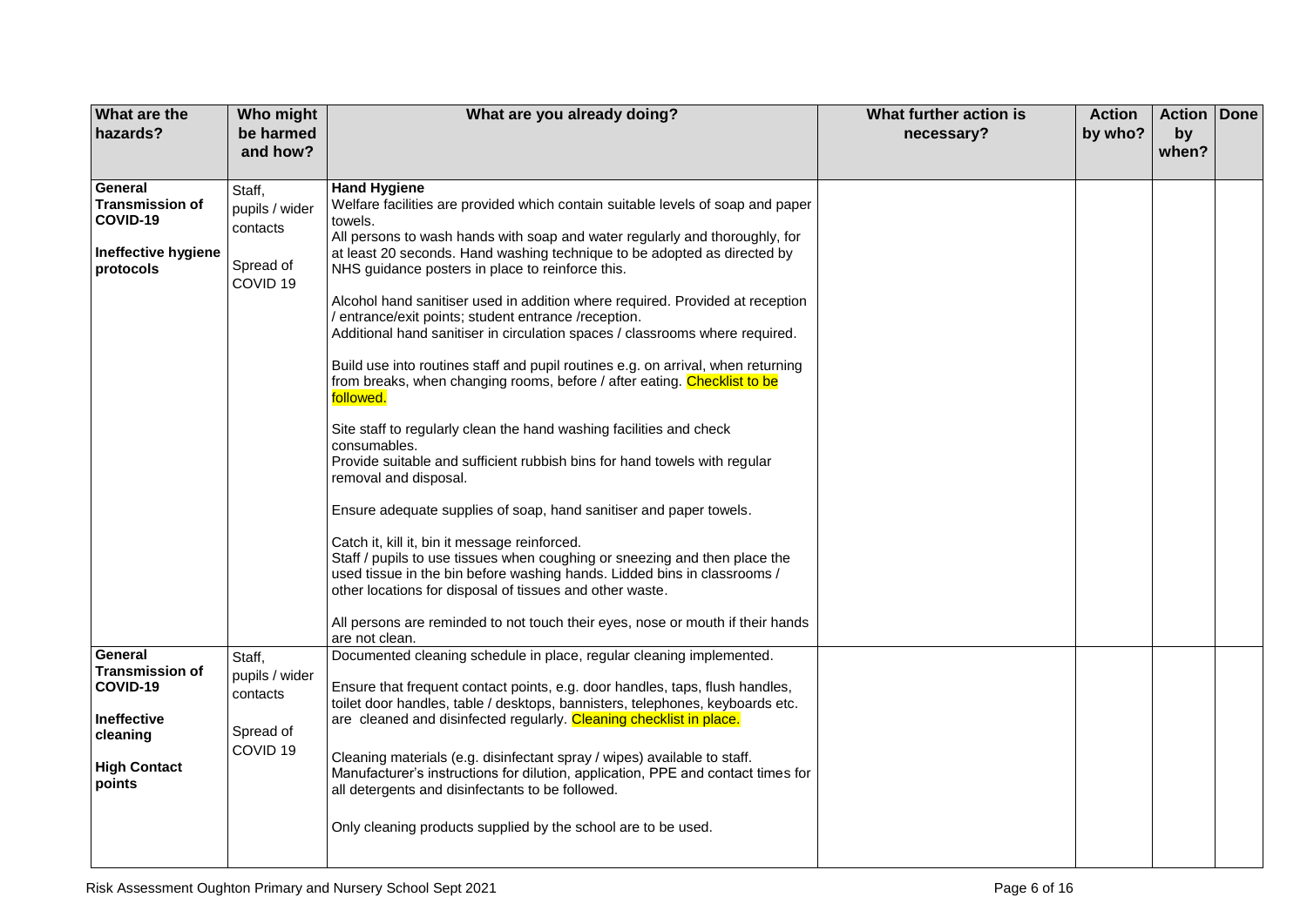| What are the hazards? | Who might be harmed and how? | What are you already doing? | What further action is necessary? | Action by who? | Action by when? | Done |
|---|---|---|---|---|---|---|
| **General Transmission of COVID-19**<br><br>**Ineffective hygiene protocols** | Staff, pupils / wider contacts<br><br>Spread of COVID 19 | **Hand Hygiene**<br>Welfare facilities are provided which contain suitable levels of soap and paper towels.<br>All persons to wash hands with soap and water regularly and thoroughly, for at least 20 seconds. Hand washing technique to be adopted as directed by NHS guidance posters in place to reinforce this.<br><br>Alcohol hand sanitiser used in addition where required. Provided at reception / entrance/exit points; student entrance /reception.<br>Additional hand sanitiser in circulation spaces / classrooms where required.<br><br>Build use into routines staff and pupil routines e.g. on arrival, when returning from breaks, when changing rooms, before / after eating. Checklist to be followed.<br><br>Site staff to regularly clean the hand washing facilities and check consumables.<br>Provide suitable and sufficient rubbish bins for hand towels with regular removal and disposal.<br><br>Ensure adequate supplies of soap, hand sanitiser and paper towels.<br><br>Catch it, kill it, bin it message reinforced.<br>Staff / pupils to use tissues when coughing or sneezing and then place the used tissue in the bin before washing hands. Lidded bins in classrooms / other locations for disposal of tissues and other waste.<br><br>All persons are reminded to not touch their eyes, nose or mouth if their hands are not clean. | | | | |
| **General Transmission of COVID-19**<br><br>**Ineffective cleaning**<br><br>**High Contact points** | Staff, pupils / wider contacts<br><br>Spread of COVID 19 | Documented cleaning schedule in place, regular cleaning implemented.<br><br>Ensure that frequent contact points, e.g. door handles, taps, flush handles, toilet door handles, table / desktops, bannisters, telephones, keyboards etc. are cleaned and disinfected regularly. Cleaning checklist in place.<br><br>Cleaning materials (e.g. disinfectant spray / wipes) available to staff.<br>Manufacturer's instructions for dilution, application, PPE and contact times for all detergents and disinfectants to be followed.<br><br>Only cleaning products supplied by the school are to be used. | | | | |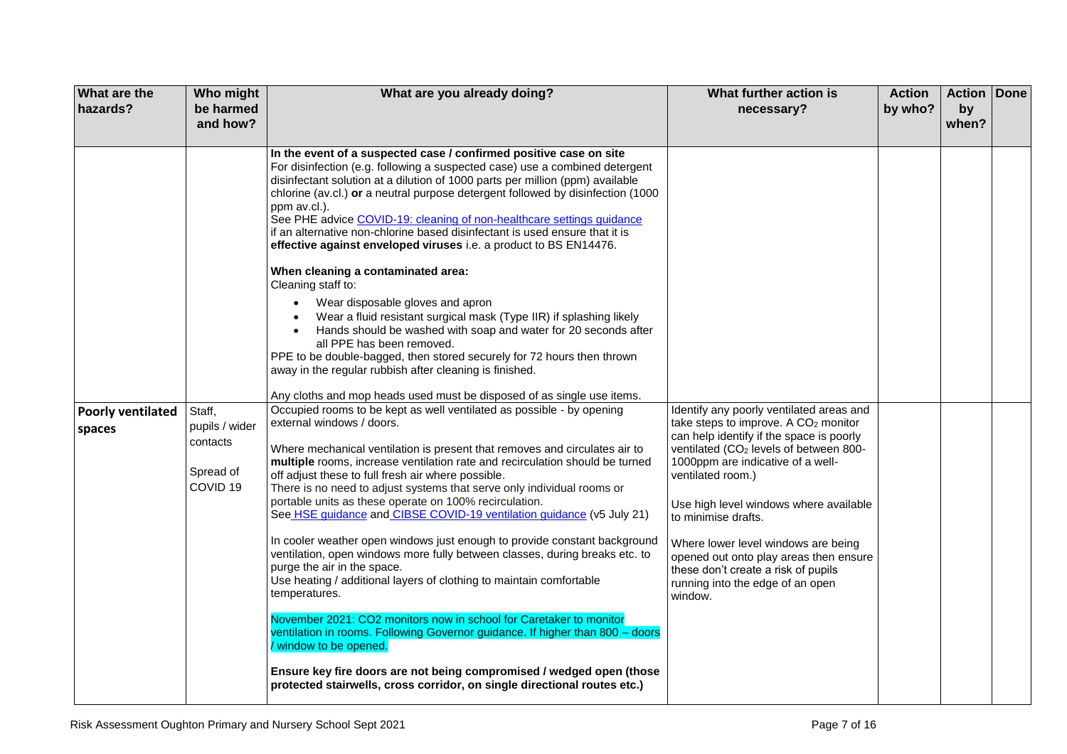| What are the hazards? | Who might be harmed and how? | What are you already doing? | What further action is necessary? | Action by who? | Action by when? | Done |
|---|---|---|---|---|---|---|
| | | **In the event of a suspected case / confirmed positive case on site**<br>For disinfection (e.g. following a suspected case) use a combined detergent disinfectant solution at a dilution of 1000 parts per million (ppm) available chlorine (av.cl.) **or** a neutral purpose detergent followed by disinfection (1000 ppm av.cl.).<br>See PHE advice [COVID-19: cleaning of non-healthcare settings guidance](COVID-19: cleaning of non-healthcare settings guidance)<br>if an alternative non-chlorine based disinfectant is used ensure that it is **effective against enveloped viruses** i.e. a product to BS EN14476.<br><br>**When cleaning a contaminated area:**<br>Cleaning staff to:<br>• Wear disposable gloves and apron<br>• Wear a fluid resistant surgical mask (Type IIR) if splashing likely<br>• Hands should be washed with soap and water for 20 seconds after all PPE has been removed.<br>PPE to be double-bagged, then stored securely for 72 hours then thrown away in the regular rubbish after cleaning is finished.<br><br>Any cloths and mop heads used must be disposed of as single use items. | | | | |
| **Poorly ventilated spaces** | Staff, pupils / wider contacts<br><br>Spread of COVID 19 | Occupied rooms to be kept as well ventilated as possible - by opening external windows / doors.<br><br>Where mechanical ventilation is present that removes and circulates air to **multiple** rooms, increase ventilation rate and recirculation should be turned off adjust these to full fresh air where possible.<br>There is no need to adjust systems that serve only individual rooms or portable units as these operate on 100% recirculation.<br>See HSE guidance and CIBSE COVID-19 ventilation guidance (v5 July 21)<br><br>In cooler weather open windows just enough to provide constant background ventilation, open windows more fully between classes, during breaks etc. to purge the air in the space.<br>Use heating / additional layers of clothing to maintain comfortable temperatures.<br><br>November 2021: CO2 monitors now in school for Caretaker to monitor ventilation in rooms. Following Governor guidance. If higher than 800 – doors / window to be opened.<br><br>**Ensure key fire doors are not being compromised / wedged open (those protected stairwells, cross corridor, on single directional routes etc.)** | Identify any poorly ventilated areas and take steps to improve. A $CO_2$ monitor can help identify if the space is poorly ventilated ($CO_2$ levels of between 800-1000ppm are indicative of a well-ventilated room.)<br><br>Use high level windows where available to minimise drafts.<br><br>Where lower level windows are being opened out onto play areas then ensure these don't create a risk of pupils running into the edge of an open window. | | | |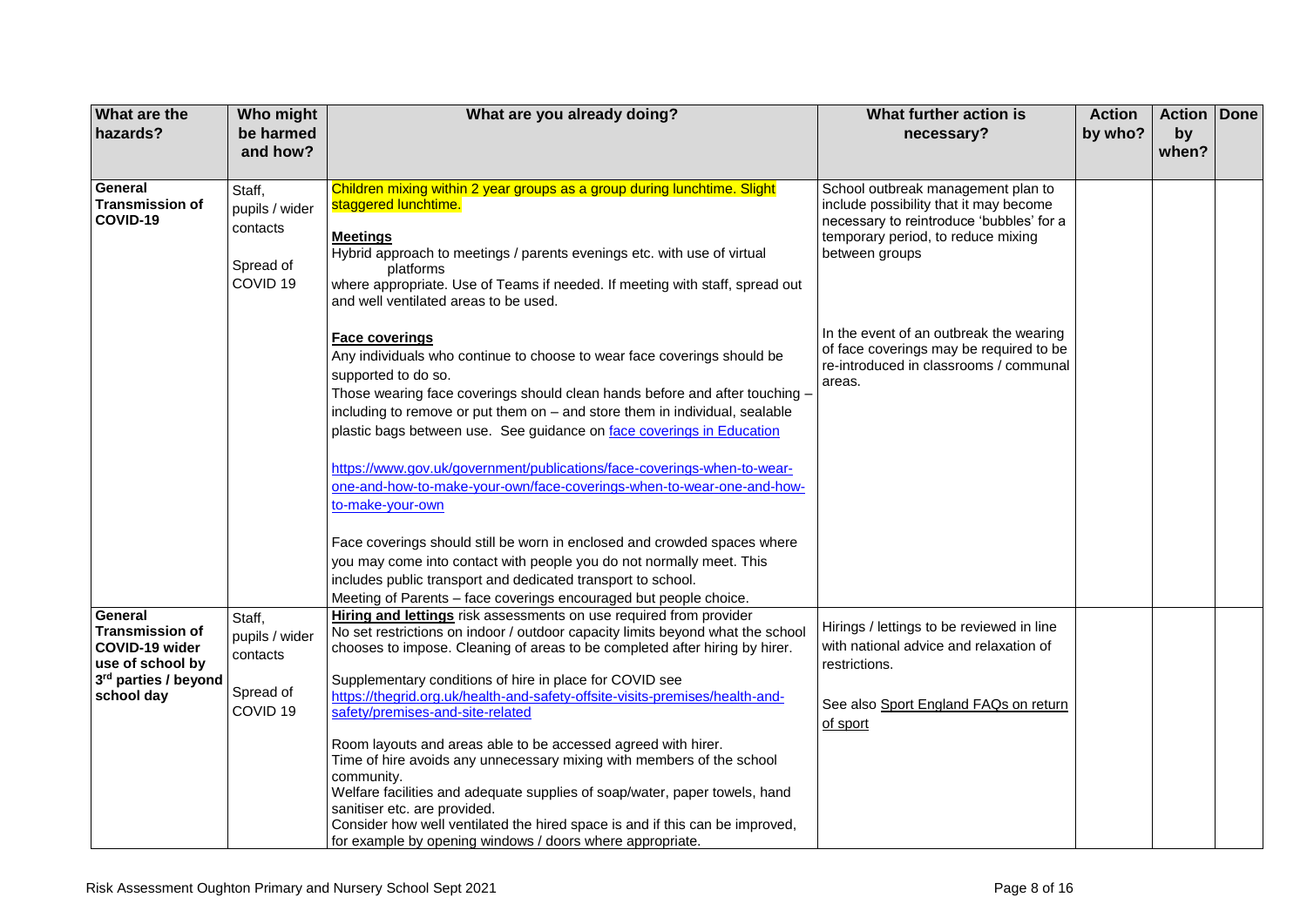| What are the hazards? | Who might be harmed and how? | What are you already doing? | What further action is necessary? | Action by who? | Action by when? | Done |
|---|---|---|---|---|---|---|
| **General Transmission of COVID-19** | Staff, pupils / wider contacts<br><br>Spread of COVID 19 | Children mixing within 2 year groups as a group during lunchtime. Slight staggered lunchtime.<br><br>**Meetings**<br>Hybrid approach to meetings / parents evenings etc. with use of virtual platforms where appropriate. Use of Teams if needed. If meeting with staff, spread out and well ventilated areas to be used.<br><br>**Face coverings**<br>Any individuals who continue to choose to wear face coverings should be supported to do so.<br>Those wearing face coverings should clean hands before and after touching – including to remove or put them on – and store them in individual, sealable plastic bags between use. See guidance on face coverings in Education<br><br>https://www.gov.uk/government/publications/face-coverings-when-to-wear-one-and-how-to-make-your-own/face-coverings-when-to-wear-one-and-how-to-make-your-own<br><br>Face coverings should still be worn in enclosed and crowded spaces where you may come into contact with people you do not normally meet. This includes public transport and dedicated transport to school.<br>Meeting of Parents – face coverings encouraged but people choice. | School outbreak management plan to include possibility that it may become necessary to reintroduce 'bubbles' for a temporary period, to reduce mixing between groups<br><br>In the event of an outbreak the wearing of face coverings may be required to be re-introduced in classrooms / communal areas. | | | |
| **General Transmission of COVID-19 wider use of school by 3rd parties / beyond school day** | Staff, pupils / wider contacts<br><br>Spread of COVID 19 | **Hiring and lettings** risk assessments on use required from provider<br>No set restrictions on indoor / outdoor capacity limits beyond what the school chooses to impose. Cleaning of areas to be completed after hiring by hirer.<br><br>Supplementary conditions of hire in place for COVID see https://thegrid.org.uk/health-and-safety-offsite-visits-premises/health-and-safety/premises-and-site-related<br><br>Room layouts and areas able to be accessed agreed with hirer.<br>Time of hire avoids any unnecessary mixing with members of the school community.<br>Welfare facilities and adequate supplies of soap/water, paper towels, hand sanitiser etc. are provided.<br>Consider how well ventilated the hired space is and if this can be improved, for example by opening windows / doors where appropriate. | Hirings / lettings to be reviewed in line with national advice and relaxation of restrictions.<br><br>See also Sport England FAQs on return of sport | | | |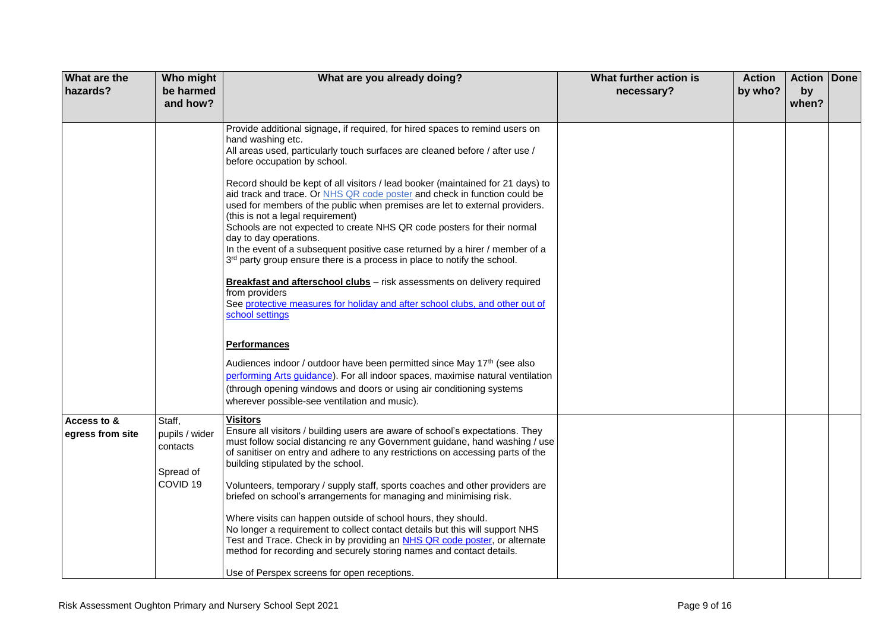| What are the hazards? | Who might be harmed and how? | What are you already doing? | What further action is necessary? | Action by who? | Action by when? | Done |
|---|---|---|---|---|---|---|
| | | Provide additional signage, if required, for hired spaces to remind users on hand washing etc.<br>All areas used, particularly touch surfaces are cleaned before / after use / before occupation by school.<br><br>Record should be kept of all visitors / lead booker (maintained for 21 days) to aid track and trace. Or NHS QR code poster and check in function could be used for members of the public when premises are let to external providers. (this is not a legal requirement)<br>Schools are not expected to create NHS QR code posters for their normal day to day operations.<br>In the event of a subsequent positive case returned by a hirer / member of a 3rd party group ensure there is a process in place to notify the school.<br><br>**Breakfast and afterschool clubs** – risk assessments on delivery required from providers<br>See protective measures for holiday and after school clubs, and other out of school settings<br><br>**Performances**<br><br>Audiences indoor / outdoor have been permitted since May 17th (see also performing Arts guidance). For all indoor spaces, maximise natural ventilation (through opening windows and doors or using air conditioning systems wherever possible-see ventilation and music). | | | | |
| **Access to & egress from site** | Staff, pupils / wider contacts<br><br>Spread of COVID 19 | **Visitors**<br>Ensure all visitors / building users are aware of school's expectations. They must follow social distancing re any Government guidane, hand washing / use of sanitiser on entry and adhere to any restrictions on accessing parts of the building stipulated by the school.<br><br>Volunteers, temporary / supply staff, sports coaches and other providers are briefed on school's arrangements for managing and minimising risk.<br><br>Where visits can happen outside of school hours, they should.<br>No longer a requirement to collect contact details but this will support NHS Test and Trace. Check in by providing an NHS QR code poster, or alternate method for recording and securely storing names and contact details.<br><br>Use of Perspex screens for open receptions. | | | | |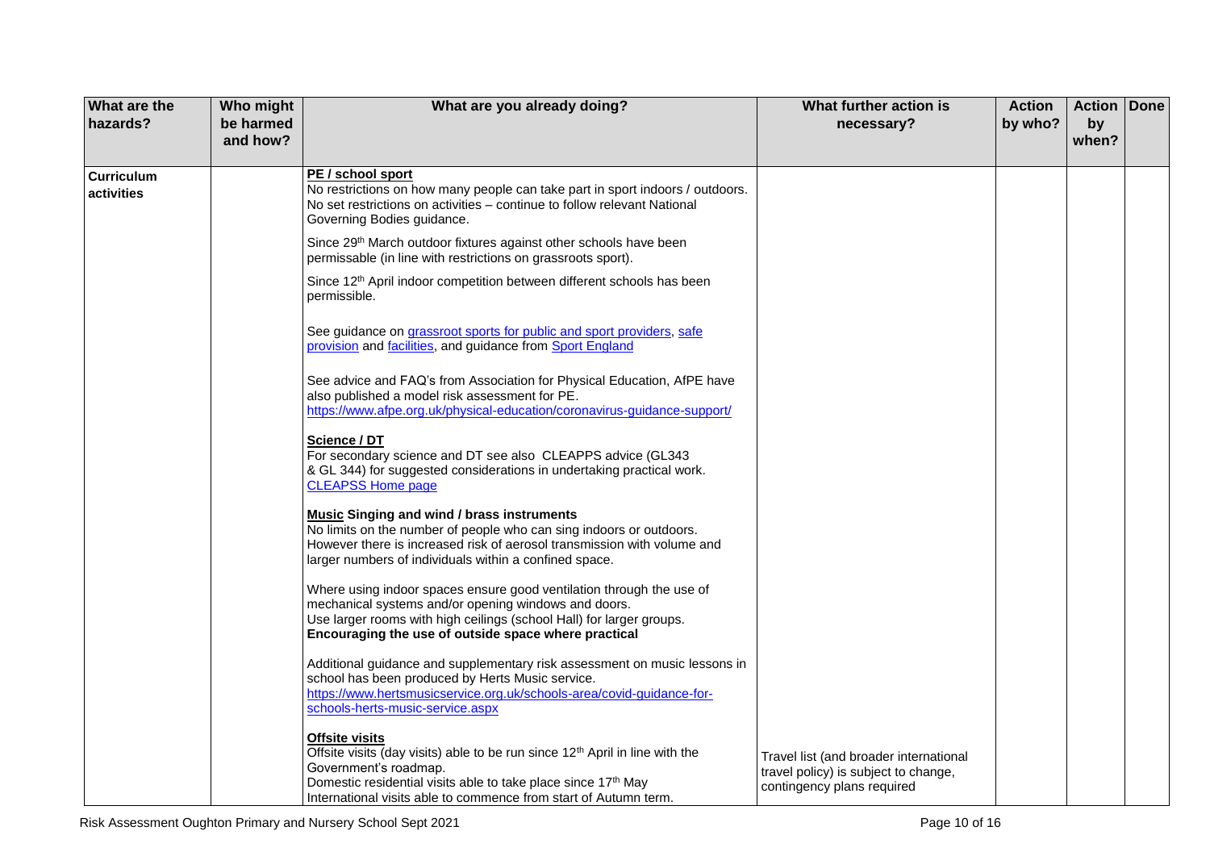| What are the hazards? | Who might be harmed and how? | What are you already doing? | What further action is necessary? | Action by who? | Action by when? | Done |
|---|---|---|---|---|---|---|
| **Curriculum activities** | | **PE / school sport**<br>No restrictions on how many people can take part in sport indoors / outdoors. No set restrictions on activities – continue to follow relevant National Governing Bodies guidance.<br><br>Since 29th March outdoor fixtures against other schools have been permissable (in line with restrictions on grassroots sport).<br><br>Since 12th April indoor competition between different schools has been permissible.<br><br>See guidance on grassroot sports for public and sport providers, safe provision and facilities, and guidance from Sport England<br><br>See advice and FAQ's from Association for Physical Education, AfPE have also published a model risk assessment for PE.<br>https://www.afpe.org.uk/physical-education/coronavirus-guidance-support/<br><br>**Science / DT**<br>For secondary science and DT see also CLEAPPS advice (GL343 & GL 344) for suggested considerations in undertaking practical work.<br>CLEAPSS Home page<br><br>**Music Singing and wind / brass instruments**<br>No limits on the number of people who can sing indoors or outdoors. However there is increased risk of aerosol transmission with volume and larger numbers of individuals within a confined space.<br><br>Where using indoor spaces ensure good ventilation through the use of mechanical systems and/or opening windows and doors.<br>Use larger rooms with high ceilings (school Hall) for larger groups.<br>**Encouraging the use of outside space where practical**<br><br>Additional guidance and supplementary risk assessment on music lessons in school has been produced by Herts Music service.<br>https://www.hertsmusicservice.org.uk/schools-area/covid-guidance-for-schools-herts-music-service.aspx<br><br>**Offsite visits**<br>Offsite visits (day visits) able to be run since 12th April in line with the Government's roadmap.<br>Domestic residential visits able to take place since 17th May<br>International visits able to commence from start of Autumn term. | Travel list (and broader international travel policy) is subject to change, contingency plans required | | | |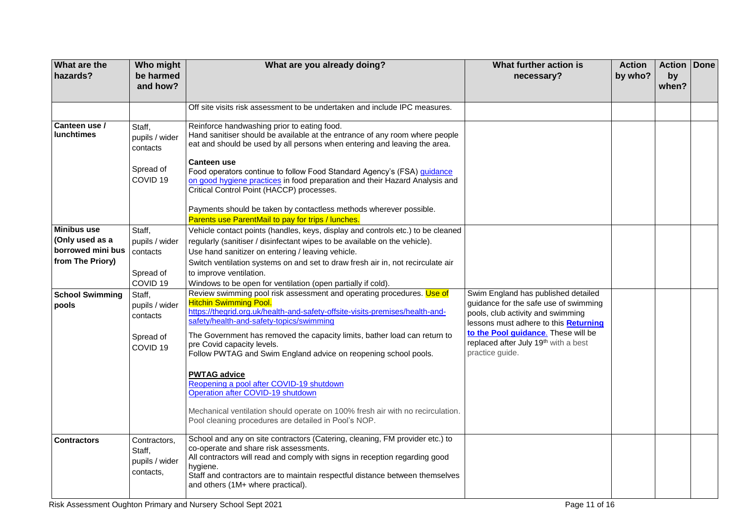| What are the hazards? | Who might be harmed and how? | What are you already doing? | What further action is necessary? | Action by who? | Action by when? | Done |
|---|---|---|---|---|---|---|
| | | Off site visits risk assessment to be undertaken and include IPC measures. | | | | |
| **Canteen use / lunchtimes** | Staff, pupils / wider contacts<br><br>Spread of COVID 19 | Reinforce handwashing prior to eating food.<br>Hand sanitiser should be available at the entrance of any room where people eat and should be used by all persons when entering and leaving the area.<br><br>**Canteen use**<br>Food operators continue to follow Food Standard Agency's (FSA) guidance on good hygiene practices in food preparation and their Hazard Analysis and Critical Control Point (HACCP) processes.<br><br>Payments should be taken by contactless methods wherever possible.<br>Parents use ParentMail to pay for trips / lunches. | | | | |
| **Minibus use (Only used as a borrowed mini bus from The Priory)** | Staff, pupils / wider contacts<br><br>Spread of COVID 19 | Vehicle contact points (handles, keys, display and controls etc.) to be cleaned regularly (sanitiser / disinfectant wipes to be available on the vehicle).<br>Use hand sanitizer on entering / leaving vehicle.<br>Switch ventilation systems on and set to draw fresh air in, not recirculate air to improve ventilation.<br>Windows to be open for ventilation (open partially if cold). | | | | |
| **School Swimming pools** | Staff, pupils / wider contacts<br><br>Spread of COVID 19 | Review swimming pool risk assessment and operating procedures. Use of Hitchin Swimming Pool.<br>https://thegrid.org.uk/health-and-safety-offsite-visits-premises/health-and-safety/health-and-safety-topics/swimming<br><br>The Government has removed the capacity limits, bather load can return to pre Covid capacity levels.<br>Follow PWTAG and Swim England advice on reopening school pools.<br><br>**PWTAG advice**<br>Reopening a pool after COVID-19 shutdown<br>Operation after COVID-19 shutdown<br><br>Mechanical ventilation should operate on 100% fresh air with no recirculation.<br>Pool cleaning procedures are detailed in Pool's NOP. | Swim England has published detailed guidance for the safe use of swimming pools, club activity and swimming lessons must adhere to this **Returning to the Pool guidance**. These will be replaced after July 19th with a best practice guide. | | | |
| **Contractors** | Contractors, Staff, pupils / wider contacts, | School and any on site contractors (Catering, cleaning, FM provider etc.) to co-operate and share risk assessments.<br>All contractors will read and comply with signs in reception regarding good hygiene.<br>Staff and contractors are to maintain respectful distance between themselves and others (1M+ where practical). | | | | |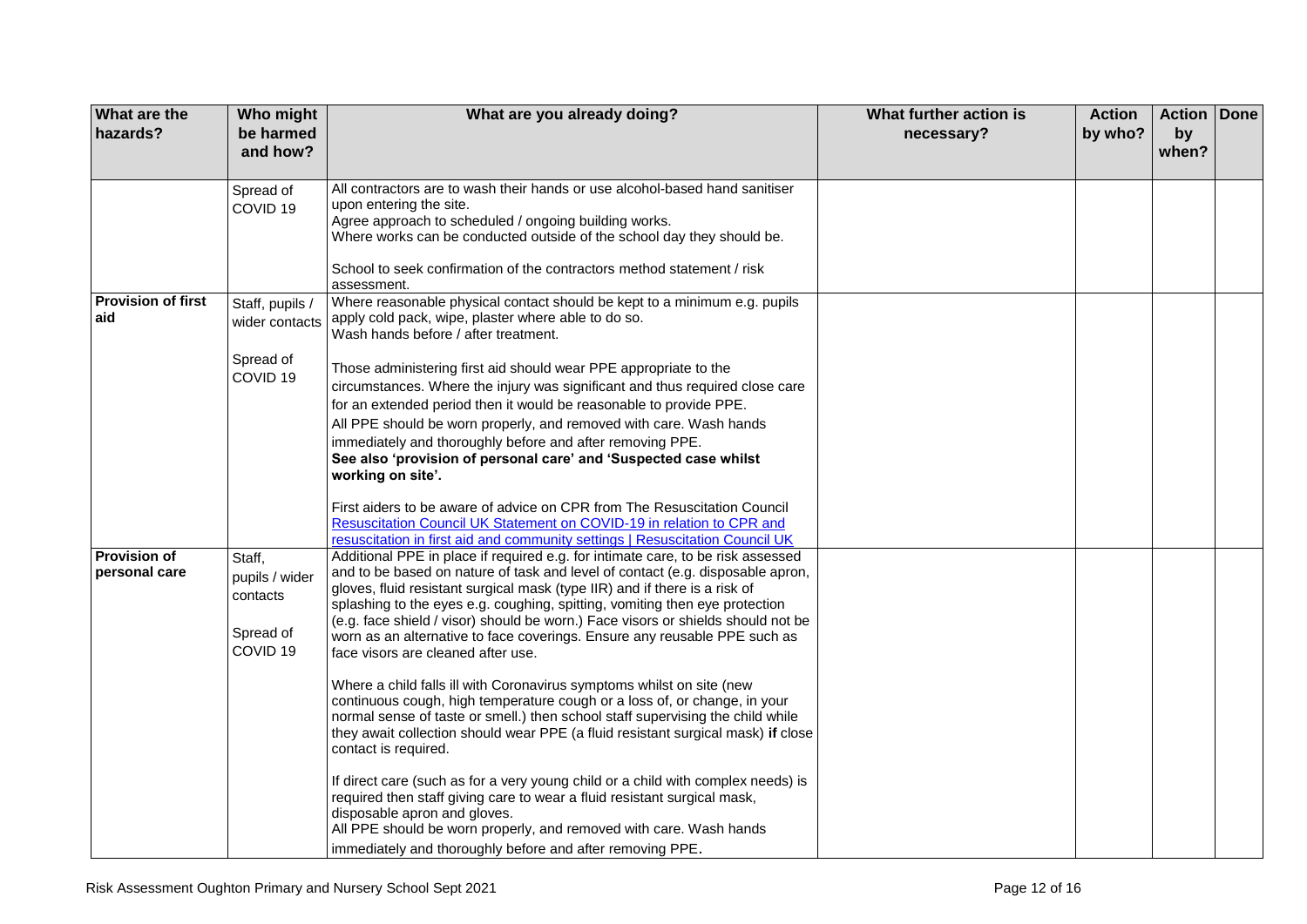| What are the hazards? | Who might be harmed and how? | What are you already doing? | What further action is necessary? | Action by who? | Action by when? | Done |
|---|---|---|---|---|---|---|
| | Spread of COVID 19 | All contractors are to wash their hands or use alcohol-based hand sanitiser upon entering the site.<br>Agree approach to scheduled / ongoing building works.<br>Where works can be conducted outside of the school day they should be.<br><br>School to seek confirmation of the contractors method statement / risk assessment. | | | | |
| **Provision of first aid** | Staff, pupils / wider contacts<br><br>Spread of COVID 19 | Where reasonable physical contact should be kept to a minimum e.g. pupils apply cold pack, wipe, plaster where able to do so.<br>Wash hands before / after treatment.<br><br>Those administering first aid should wear PPE appropriate to the circumstances. Where the injury was significant and thus required close care for an extended period then it would be reasonable to provide PPE.<br>All PPE should be worn properly, and removed with care. Wash hands immediately and thoroughly before and after removing PPE.<br>**See also 'provision of personal care' and 'Suspected case whilst working on site'.**<br><br>First aiders to be aware of advice on CPR from The Resuscitation Council [Resuscitation Council UK Statement on COVID-19 in relation to CPR and resuscitation in first aid and community settings \| Resuscitation Council UK] | | | | |
| **Provision of personal care** | Staff, pupils / wider contacts<br><br>Spread of COVID 19 | Additional PPE in place if required e.g. for intimate care, to be risk assessed and to be based on nature of task and level of contact (e.g. disposable apron, gloves, fluid resistant surgical mask (type IIR) and if there is a risk of splashing to the eyes e.g. coughing, spitting, vomiting then eye protection (e.g. face shield / visor) should be worn.) Face visors or shields should not be worn as an alternative to face coverings. Ensure any reusable PPE such as face visors are cleaned after use.<br><br>Where a child falls ill with Coronavirus symptoms whilst on site (new continuous cough, high temperature cough or a loss of, or change, in your normal sense of taste or smell.) then school staff supervising the child while they await collection should wear PPE (a fluid resistant surgical mask) **if** close contact is required.<br><br>If direct care (such as for a very young child or a child with complex needs) is required then staff giving care to wear a fluid resistant surgical mask, disposable apron and gloves.<br>All PPE should be worn properly, and removed with care. Wash hands immediately and thoroughly before and after removing PPE. | | | | |

Risk Assessment Oughton Primary and Nursery School Sept 2021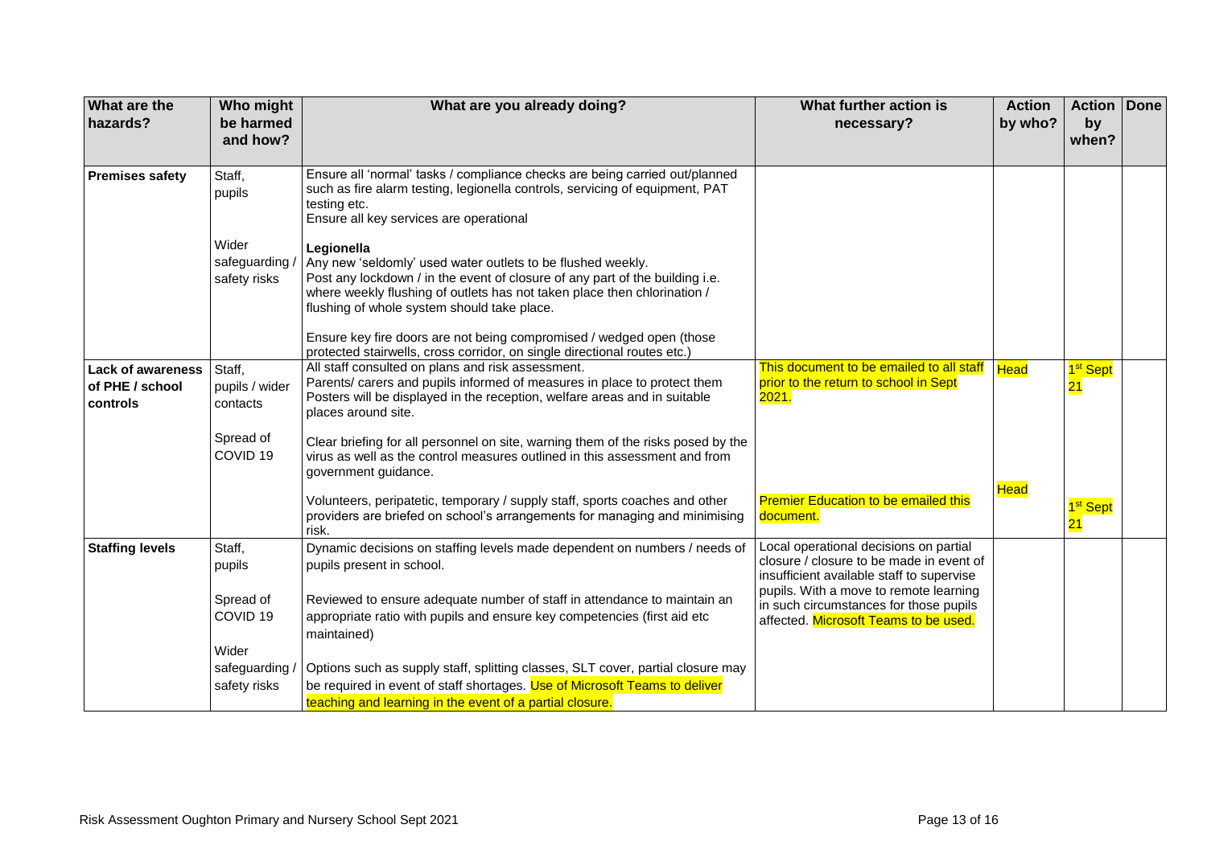| What are the hazards? | Who might be harmed and how? | What are you already doing? | What further action is necessary? | Action by who? | Action by when? | Done |
|---|---|---|---|---|---|---|
| **Premises safety** | Staff, pupils<br><br>Wider safeguarding / safety risks | Ensure all 'normal' tasks / compliance checks are being carried out/planned such as fire alarm testing, legionella controls, servicing of equipment, PAT testing etc.<br>Ensure all key services are operational<br><br>**Legionella**<br>Any new 'seldomly' used water outlets to be flushed weekly.<br>Post any lockdown / in the event of closure of any part of the building i.e. where weekly flushing of outlets has not taken place then chlorination / flushing of whole system should take place.<br><br>Ensure key fire doors are not being compromised / wedged open (those protected stairwells, cross corridor, on single directional routes etc.) | | | | |
| **Lack of awareness of PHE / school controls** | Staff, pupils / wider contacts<br><br>Spread of COVID 19 | All staff consulted on plans and risk assessment.<br>Parents/ carers and pupils informed of measures in place to protect them<br>Posters will be displayed in the reception, welfare areas and in suitable places around site.<br><br>Clear briefing for all personnel on site, warning them of the risks posed by the virus as well as the control measures outlined in this assessment and from government guidance.<br><br>Volunteers, peripatetic, temporary / supply staff, sports coaches and other providers are briefed on school's arrangements for managing and minimising risk. | This document to be emailed to all staff prior to the return to school in Sept 2021.<br><br>Premier Education to be emailed this document. | Head<br><br>Head | 1st Sept 21<br><br>1st Sept 21 | |
| **Staffing levels** | Staff, pupils<br><br>Spread of COVID 19<br><br>Wider safeguarding / safety risks | Dynamic decisions on staffing levels made dependent on numbers / needs of pupils present in school.<br><br>Reviewed to ensure adequate number of staff in attendance to maintain an appropriate ratio with pupils and ensure key competencies (first aid etc maintained)<br><br>Options such as supply staff, splitting classes, SLT cover, partial closure may be required in event of staff shortages. Use of Microsoft Teams to deliver teaching and learning in the event of a partial closure. | Local operational decisions on partial closure / closure to be made in event of insufficient available staff to supervise pupils. With a move to remote learning in such circumstances for those pupils affected. Microsoft Teams to be used. | | | |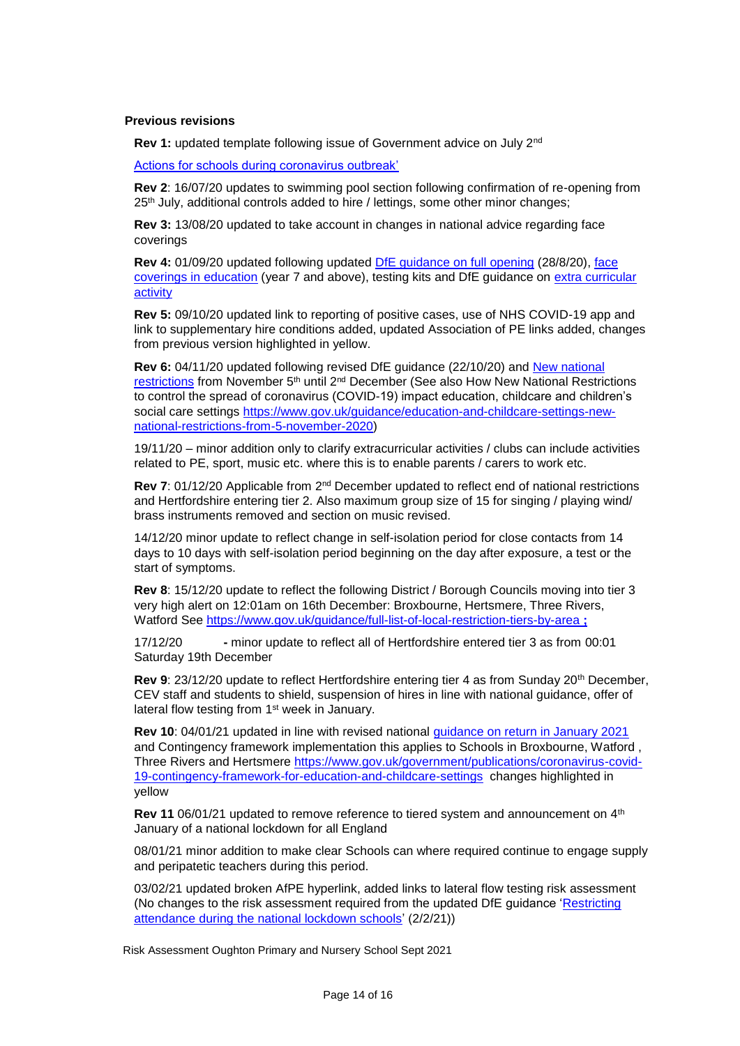**Previous revisions**

**Rev 1:** updated template following issue of Government advice on July 2nd

[Actions for schools during coronavirus outbreak'](#)

**Rev 2**: 16/07/20 updates to swimming pool section following confirmation of re-opening from 25th July, additional controls added to hire / lettings, some other minor changes;

**Rev 3:** 13/08/20 updated to take account in changes in national advice regarding face coverings

**Rev 4:** 01/09/20 updated following updated DfE guidance on full opening (28/8/20), face coverings in education (year 7 and above), testing kits and DfE guidance on extra curricular activity

**Rev 5:** 09/10/20 updated link to reporting of positive cases, use of NHS COVID-19 app and link to supplementary hire conditions added, updated Association of PE links added, changes from previous version highlighted in yellow.

**Rev 6:** 04/11/20 updated following revised DfE guidance (22/10/20) and New national restrictions from November 5th until 2nd December (See also How New National Restrictions to control the spread of coronavirus (COVID-19) impact education, childcare and children's social care settings https://www.gov.uk/guidance/education-and-childcare-settings-new-national-restrictions-from-5-november-2020)

19/11/20 – minor addition only to clarify extracurricular activities / clubs can include activities related to PE, sport, music etc. where this is to enable parents / carers to work etc.

**Rev 7**: 01/12/20 Applicable from 2nd December updated to reflect end of national restrictions and Hertfordshire entering tier 2. Also maximum group size of 15 for singing / playing wind/ brass instruments removed and section on music revised.

14/12/20 minor update to reflect change in self-isolation period for close contacts from 14 days to 10 days with self-isolation period beginning on the day after exposure, a test or the start of symptoms.

**Rev 8**: 15/12/20 update to reflect the following District / Borough Councils moving into tier 3 very high alert on 12:01am on 16th December: Broxbourne, Hertsmere, Three Rivers, Watford See https://www.gov.uk/guidance/full-list-of-local-restriction-tiers-by-area **;**

17/12/20 **-** minor update to reflect all of Hertfordshire entered tier 3 as from 00:01 Saturday 19th December

**Rev 9**: 23/12/20 update to reflect Hertfordshire entering tier 4 as from Sunday 20th December, CEV staff and students to shield, suspension of hires in line with national guidance, offer of lateral flow testing from 1st week in January.

**Rev 10**: 04/01/21 updated in line with revised national guidance on return in January 2021 and Contingency framework implementation this applies to Schools in Broxbourne, Watford , Three Rivers and Hertsmere https://www.gov.uk/government/publications/coronavirus-covid-19-contingency-framework-for-education-and-childcare-settings changes highlighted in yellow

**Rev 11** 06/01/21 updated to remove reference to tiered system and announcement on 4th January of a national lockdown for all England

08/01/21 minor addition to make clear Schools can where required continue to engage supply and peripatetic teachers during this period.

03/02/21 updated broken AfPE hyperlink, added links to lateral flow testing risk assessment (No changes to the risk assessment required from the updated DfE guidance 'Restricting attendance during the national lockdown schools' (2/2/21))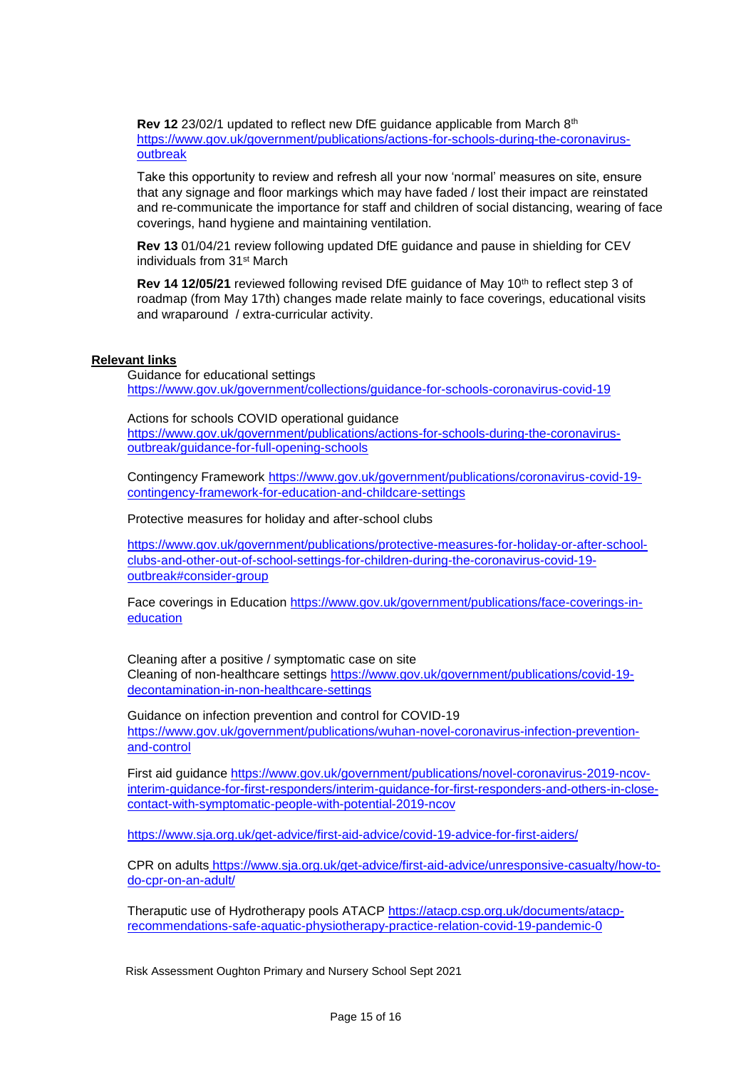**Rev 12** 23/02/1 updated to reflect new DfE guidance applicable from March 8th https://www.gov.uk/government/publications/actions-for-schools-during-the-coronavirus-outbreak

Take this opportunity to review and refresh all your now 'normal' measures on site, ensure that any signage and floor markings which may have faded / lost their impact are reinstated and re-communicate the importance for staff and children of social distancing, wearing of face coverings, hand hygiene and maintaining ventilation.

**Rev 13** 01/04/21 review following updated DfE guidance and pause in shielding for CEV individuals from 31st March

**Rev 14 12/05/21** reviewed following revised DfE guidance of May 10th to reflect step 3 of roadmap (from May 17th) changes made relate mainly to face coverings, educational visits and wraparound / extra-curricular activity.

**Relevant links**

Guidance for educational settings
https://www.gov.uk/government/collections/guidance-for-schools-coronavirus-covid-19

Actions for schools COVID operational guidance
https://www.gov.uk/government/publications/actions-for-schools-during-the-coronavirus-outbreak/guidance-for-full-opening-schools

Contingency Framework https://www.gov.uk/government/publications/coronavirus-covid-19-contingency-framework-for-education-and-childcare-settings

Protective measures for holiday and after-school clubs

https://www.gov.uk/government/publications/protective-measures-for-holiday-or-after-school-clubs-and-other-out-of-school-settings-for-children-during-the-coronavirus-covid-19-outbreak#consider-group

Face coverings in Education https://www.gov.uk/government/publications/face-coverings-in-education

Cleaning after a positive / symptomatic case on site
Cleaning of non-healthcare settings https://www.gov.uk/government/publications/covid-19-decontamination-in-non-healthcare-settings

Guidance on infection prevention and control for COVID-19
https://www.gov.uk/government/publications/wuhan-novel-coronavirus-infection-prevention-and-control

First aid guidance https://www.gov.uk/government/publications/novel-coronavirus-2019-ncov-interim-guidance-for-first-responders/interim-guidance-for-first-responders-and-others-in-close-contact-with-symptomatic-people-with-potential-2019-ncov

https://www.sja.org.uk/get-advice/first-aid-advice/covid-19-advice-for-first-aiders/

CPR on adults https://www.sja.org.uk/get-advice/first-aid-advice/unresponsive-casualty/how-to-do-cpr-on-an-adult/

Theraputic use of Hydrotherapy pools ATACP https://atacp.csp.org.uk/documents/atacp-recommendations-safe-aquatic-physiotherapy-practice-relation-covid-19-pandemic-0

Risk Assessment Oughton Primary and Nursery School Sept 2021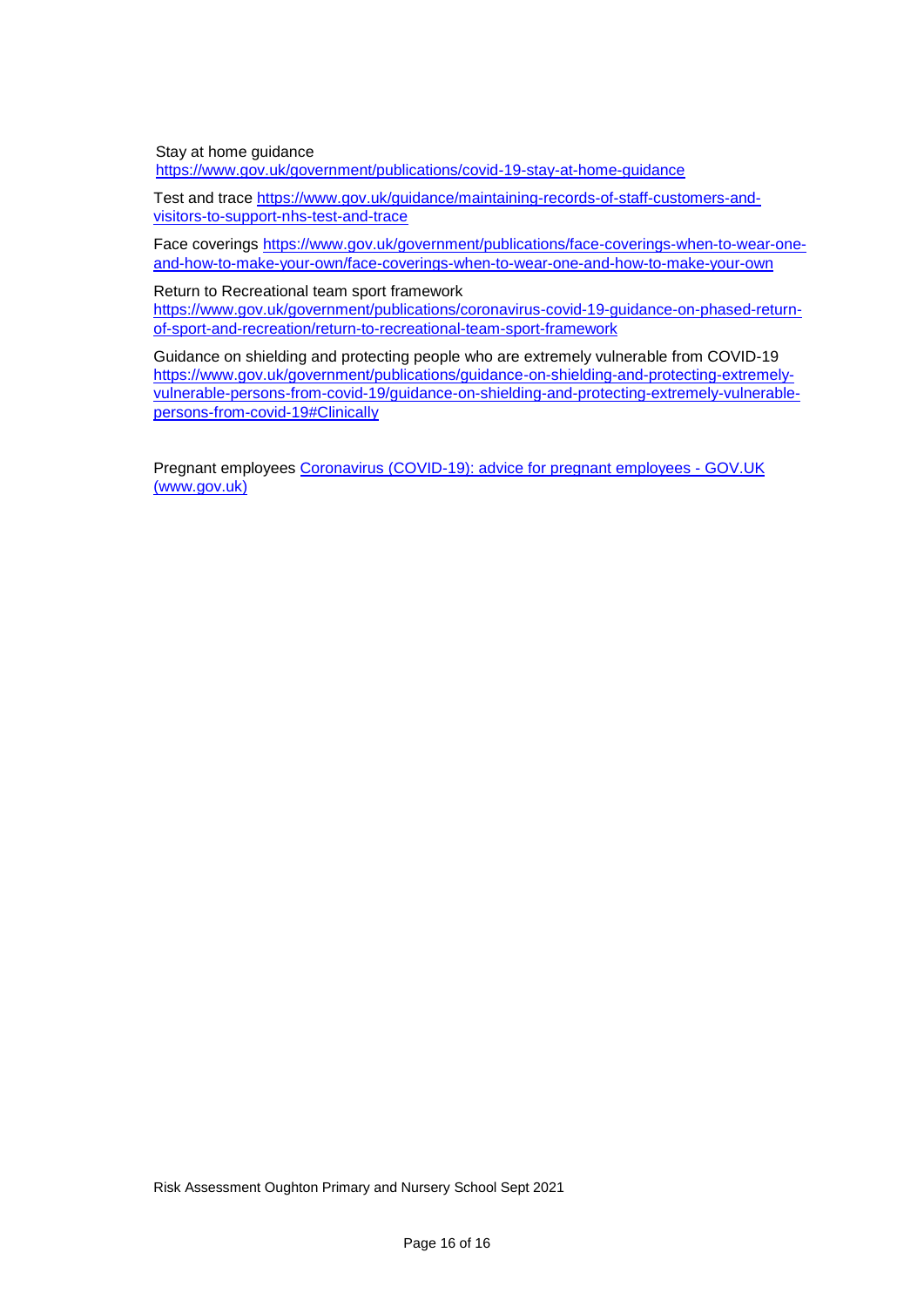Stay at home guidance
https://www.gov.uk/government/publications/covid-19-stay-at-home-guidance

Test and trace https://www.gov.uk/guidance/maintaining-records-of-staff-customers-and-visitors-to-support-nhs-test-and-trace

Face coverings https://www.gov.uk/government/publications/face-coverings-when-to-wear-one-and-how-to-make-your-own/face-coverings-when-to-wear-one-and-how-to-make-your-own

Return to Recreational team sport framework
https://www.gov.uk/government/publications/coronavirus-covid-19-guidance-on-phased-return-of-sport-and-recreation/return-to-recreational-team-sport-framework

Guidance on shielding and protecting people who are extremely vulnerable from COVID-19
https://www.gov.uk/government/publications/guidance-on-shielding-and-protecting-extremely-vulnerable-persons-from-covid-19/guidance-on-shielding-and-protecting-extremely-vulnerable-persons-from-covid-19#Clinically

Pregnant employees Coronavirus (COVID-19): advice for pregnant employees - GOV.UK (www.gov.uk)

Risk Assessment Oughton Primary and Nursery School Sept 2021